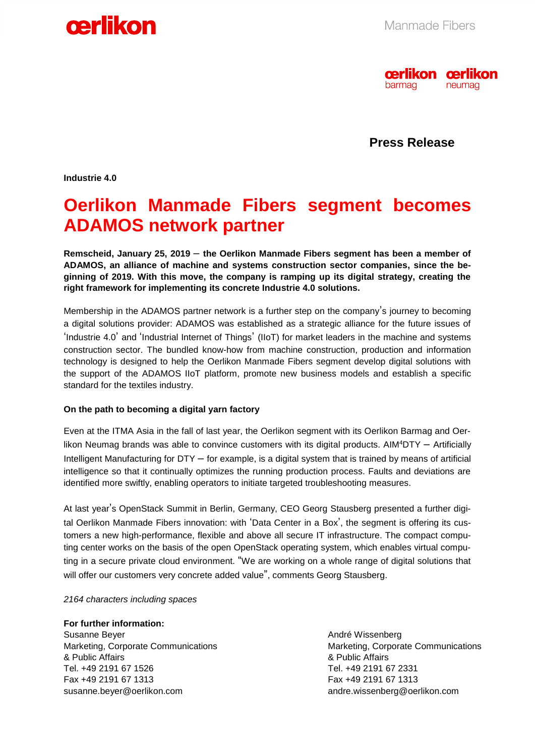Manmade Fibers

**Press Release**

**Industrie 4.0**

# Oerlikon Manmade Fibers segment becomes ADAMOS network partner

**Remscheid, January 25, 2019 – the Oerlikon Manmade Fibers segment has been a member of ADAMOS, an alliance of machine and systems construction sector companies, since the beginning of 2019. With this move, the company is ramping up its digital strategy, creating the right framework for implementing its concrete Industrie 4.0 solutions.**

Membership in the ADAMOS partner network is a further step on the company's journey to becoming a digital solutions provider: ADAMOS was established as a strategic alliance for the future issues of 'Industrie 4.0' and 'Industrial Internet of Things' (IIoT) for market leaders in the machine and systems construction sector. The bundled know-how from machine construction, production and information technology is designed to help the Oerlikon Manmade Fibers segment develop digital solutions with the support of the ADAMOS IIoT platform, promote new business models and establish a specific standard for the textiles industry.

**On the path to becoming a digital yarn factory**

Even at the ITMA Asia in the fall of last year, the Oerlikon segment with its Oerlikon Barmag and Oerlikon Neumag brands was able to convince customers with its digital products. AIM$^4$DTY – Artificially Intelligent Manufacturing for DTY – for example, is a digital system that is trained by means of artificial intelligence so that it continually optimizes the running production process. Faults and deviations are identified more swiftly, enabling operators to initiate targeted troubleshooting measures.

At last year's OpenStack Summit in Berlin, Germany, CEO Georg Stausberg presented a further digital Oerlikon Manmade Fibers innovation: with 'Data Center in a Box', the segment is offering its customers a new high-performance, flexible and above all secure IT infrastructure. The compact computing center works on the basis of the open OpenStack operating system, which enables virtual computing in a secure private cloud environment. "We are working on a whole range of digital solutions that will offer our customers very concrete added value", comments Georg Stausberg.

*2164 characters including spaces*

**For further information:**

Susanne Beyer
Marketing, Corporate Communications
& Public Affairs
Tel. +49 2191 67 1526
Fax +49 2191 67 1313
susanne.beyer@oerlikon.com

André Wissenberg
Marketing, Corporate Communications
& Public Affairs
Tel. +49 2191 67 2331
Fax +49 2191 67 1313
andre.wissenberg@oerlikon.com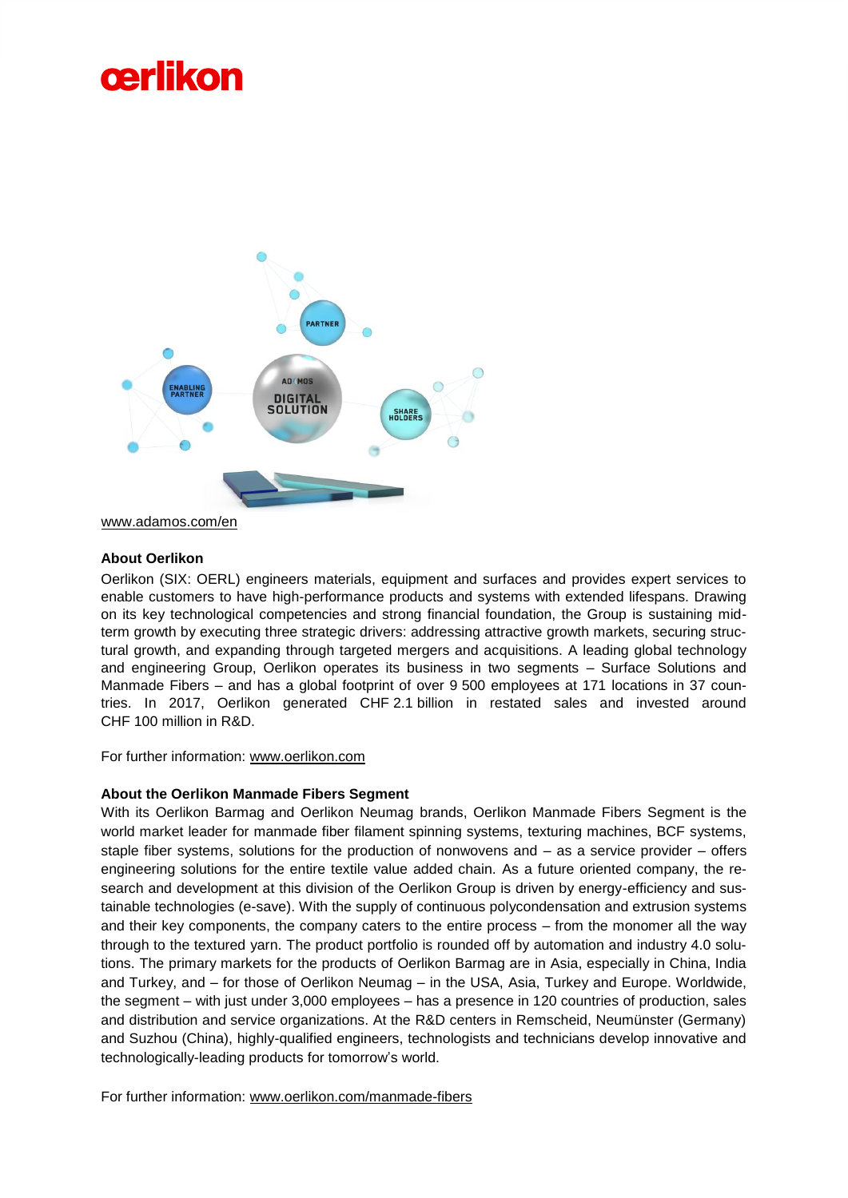www.adamos.com/en

**About Oerlikon**

Oerlikon (SIX: OERL) engineers materials, equipment and surfaces and provides expert services to enable customers to have high-performance products and systems with extended lifespans. Drawing on its key technological competencies and strong financial foundation, the Group is sustaining mid-term growth by executing three strategic drivers: addressing attractive growth markets, securing structural growth, and expanding through targeted mergers and acquisitions. A leading global technology and engineering Group, Oerlikon operates its business in two segments – Surface Solutions and Manmade Fibers – and has a global footprint of over 9 500 employees at 171 locations in 37 countries. In 2017, Oerlikon generated CHF 2.1 billion in restated sales and invested around CHF 100 million in R&D.

For further information: www.oerlikon.com

**About the Oerlikon Manmade Fibers Segment**

With its Oerlikon Barmag and Oerlikon Neumag brands, Oerlikon Manmade Fibers Segment is the world market leader for manmade fiber filament spinning systems, texturing machines, BCF systems, staple fiber systems, solutions for the production of nonwovens and – as a service provider – offers engineering solutions for the entire textile value added chain. As a future oriented company, the research and development at this division of the Oerlikon Group is driven by energy-efficiency and sustainable technologies (e-save). With the supply of continuous polycondensation and extrusion systems and their key components, the company caters to the entire process – from the monomer all the way through to the textured yarn. The product portfolio is rounded off by automation and industry 4.0 solutions. The primary markets for the products of Oerlikon Barmag are in Asia, especially in China, India and Turkey, and – for those of Oerlikon Neumag – in the USA, Asia, Turkey and Europe. Worldwide, the segment – with just under 3,000 employees – has a presence in 120 countries of production, sales and distribution and service organizations. At the R&D centers in Remscheid, Neumünster (Germany) and Suzhou (China), highly-qualified engineers, technologists and technicians develop innovative and technologically-leading products for tomorrow's world.

For further information: www.oerlikon.com/manmade-fibers